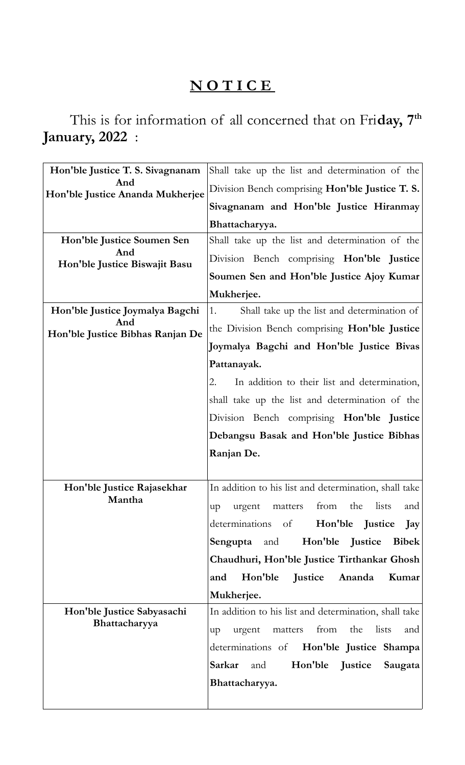# **N O T I C E**

This is for information of all concerned that on Fri**day, 7th January, 2022** :

| | |
|---|---|
| **Hon'ble Justice T. S. Sivagnanam And Hon'ble Justice Ananda Mukherjee** | Shall take up the list and determination of the Division Bench comprising **Hon'ble Justice T. S. Sivagnanam and Hon'ble Justice Hiranmay Bhattacharyya.** |
| **Hon'ble Justice Soumen Sen And Hon'ble Justice Biswajit Basu** | Shall take up the list and determination of the Division Bench comprising **Hon'ble Justice Soumen Sen and Hon'ble Justice Ajoy Kumar Mukherjee.** |
| **Hon'ble Justice Joymalya Bagchi And Hon'ble Justice Bibhas Ranjan De** | 1. Shall take up the list and determination of the Division Bench comprising **Hon'ble Justice Joymalya Bagchi and Hon'ble Justice Bivas Pattanayak.** <br> 2. In addition to their list and determination, shall take up the list and determination of the Division Bench comprising **Hon'ble Justice Debangsu Basak and Hon'ble Justice Bibhas Ranjan De.** |
| **Hon'ble Justice Rajasekhar Mantha** | In addition to his list and determination, shall take up urgent matters from the lists and determinations of **Hon'ble Justice Jay Sengupta** and **Hon'ble Justice Bibek Chaudhuri, Hon'ble Justice Tirthankar Ghosh and Hon'ble Justice Ananda Kumar Mukherjee.** |
| **Hon'ble Justice Sabyasachi Bhattacharyya** | In addition to his list and determination, shall take up urgent matters from the lists and determinations of **Hon'ble Justice Shampa Sarkar** and **Hon'ble Justice Saugata Bhattacharyya.** |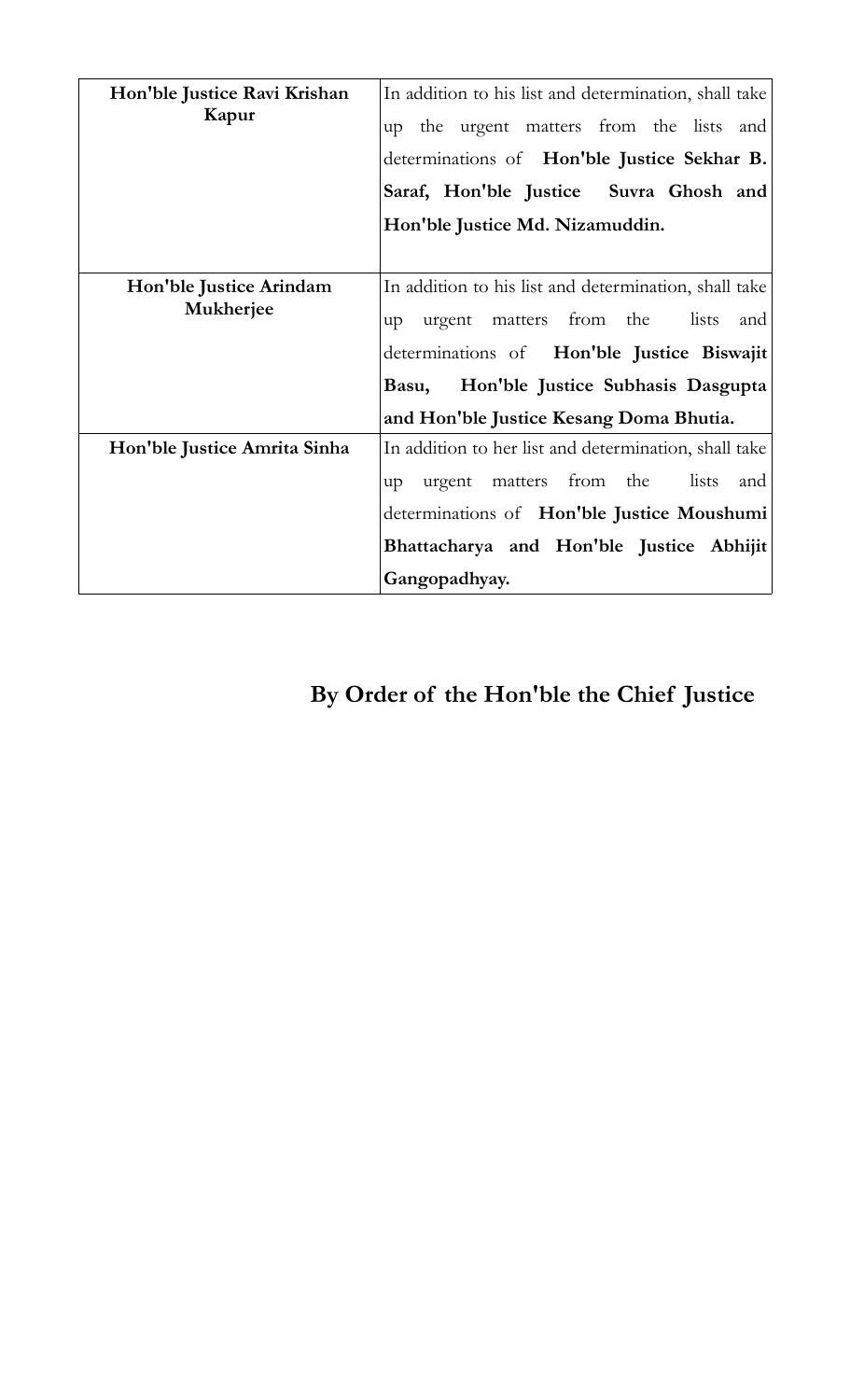| | |
|---|---|
| **Hon'ble Justice Ravi Krishan Kapur** | In addition to his list and determination, shall take up the urgent matters from the lists and determinations of **Hon'ble Justice Sekhar B. Saraf, Hon'ble Justice Suvra Ghosh and Hon'ble Justice Md. Nizamuddin.** |
| **Hon'ble Justice Arindam Mukherjee** | In addition to his list and determination, shall take up urgent matters from the lists and determinations of **Hon'ble Justice Biswajit Basu, Hon'ble Justice Subhasis Dasgupta and Hon'ble Justice Kesang Doma Bhutia.** |
| **Hon'ble Justice Amrita Sinha** | In addition to her list and determination, shall take up urgent matters from the lists and determinations of **Hon'ble Justice Moushumi Bhattacharya and Hon'ble Justice Abhijit Gangopadhyay.** |

**By Order of the Hon'ble the Chief Justice**